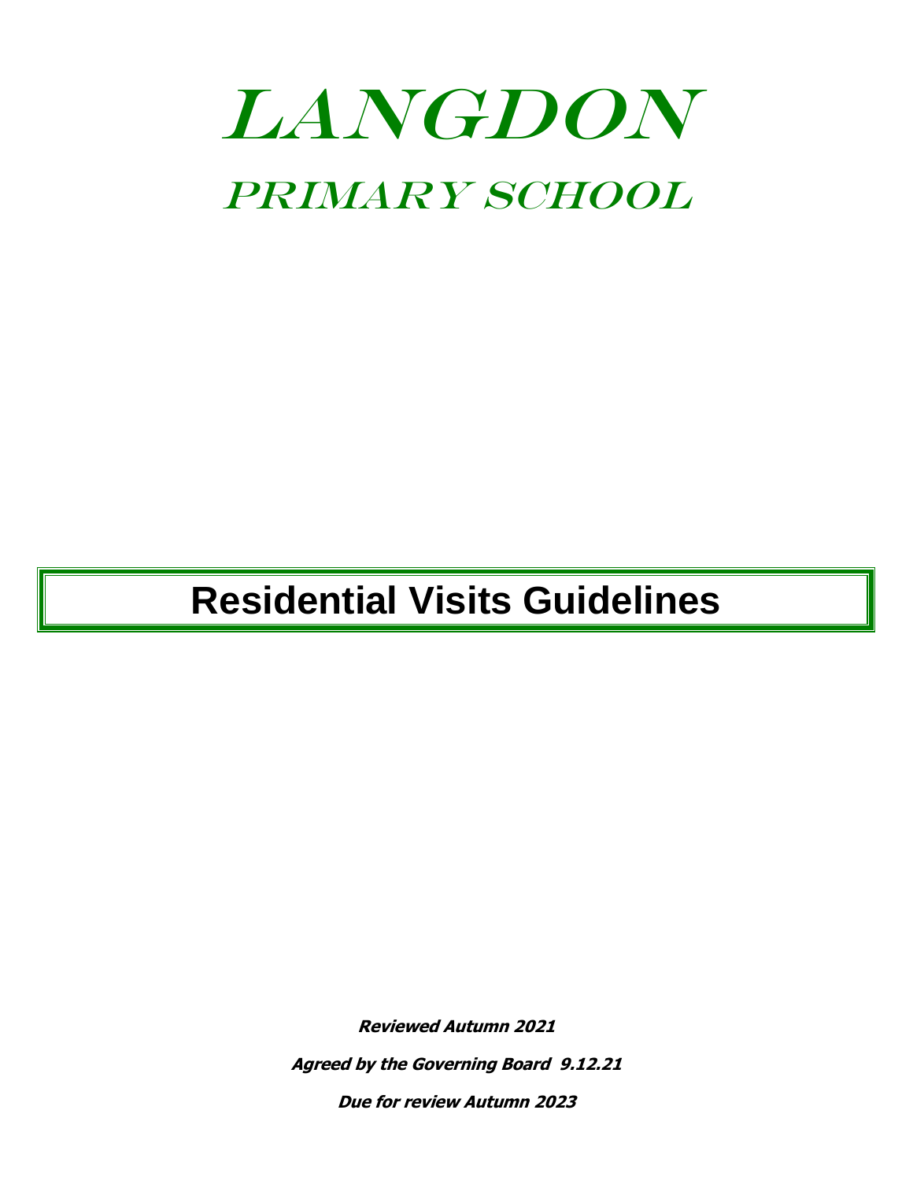# LANGDON

## PRIMARY SCHOOL

# Residential Visits Guidelines

**Reviewed Autumn 2021**

**Agreed by the Governing Board 9.12.21**

**Due for review Autumn 2023**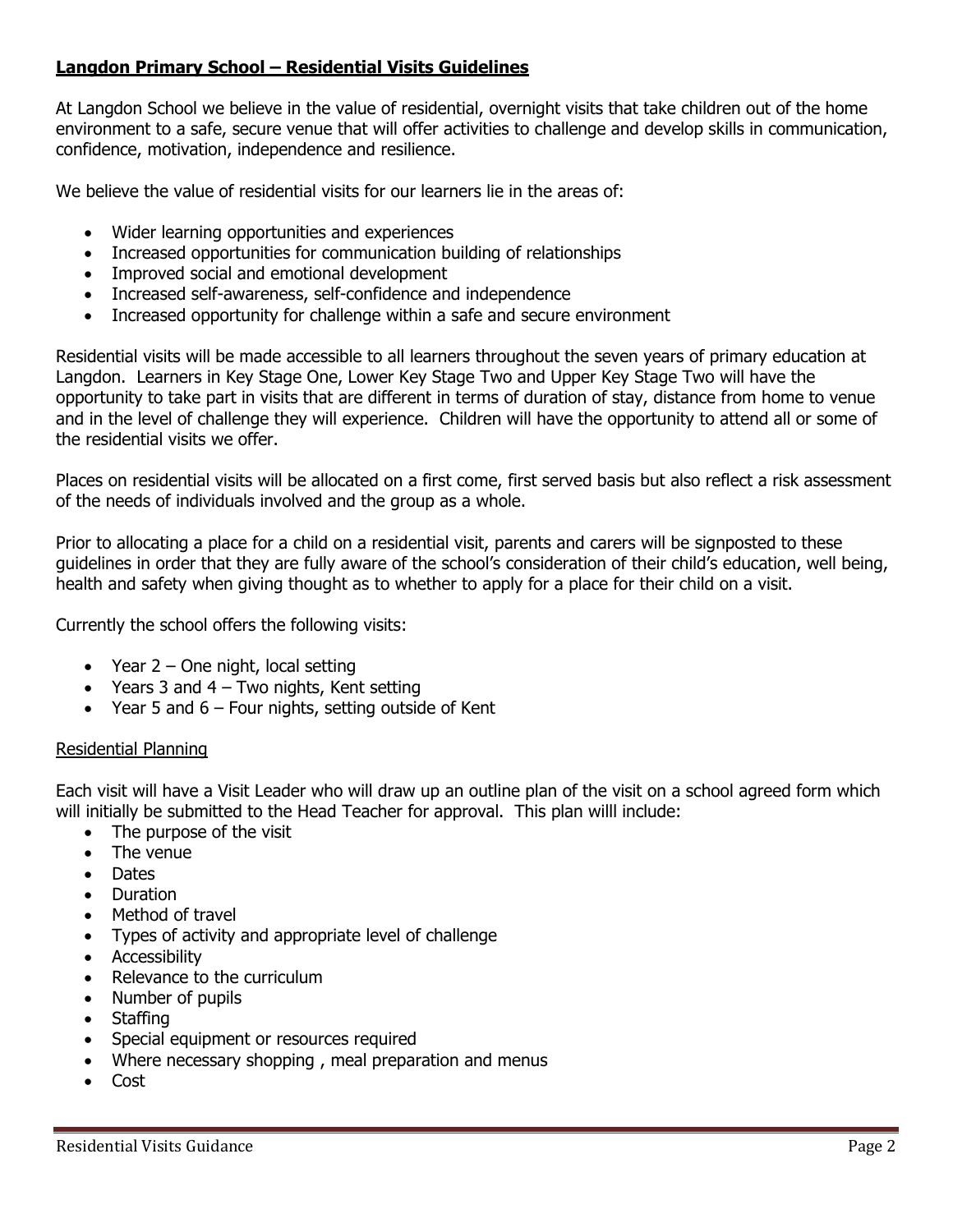## **Langdon Primary School – Residential Visits Guidelines**

At Langdon School we believe in the value of residential, overnight visits that take children out of the home environment to a safe, secure venue that will offer activities to challenge and develop skills in communication, confidence, motivation, independence and resilience.

We believe the value of residential visits for our learners lie in the areas of:

- Wider learning opportunities and experiences
- Increased opportunities for communication building of relationships
- Improved social and emotional development
- Increased self-awareness, self-confidence and independence
- Increased opportunity for challenge within a safe and secure environment

Residential visits will be made accessible to all learners throughout the seven years of primary education at Langdon. Learners in Key Stage One, Lower Key Stage Two and Upper Key Stage Two will have the opportunity to take part in visits that are different in terms of duration of stay, distance from home to venue and in the level of challenge they will experience. Children will have the opportunity to attend all or some of the residential visits we offer.

Places on residential visits will be allocated on a first come, first served basis but also reflect a risk assessment of the needs of individuals involved and the group as a whole.

Prior to allocating a place for a child on a residential visit, parents and carers will be signposted to these guidelines in order that they are fully aware of the school's consideration of their child's education, well being, health and safety when giving thought as to whether to apply for a place for their child on a visit.

Currently the school offers the following visits:

- Year 2 – One night, local setting
- Years 3 and 4 – Two nights, Kent setting
- Year 5 and 6 – Four nights, setting outside of Kent

### Residential Planning

Each visit will have a Visit Leader who will draw up an outline plan of the visit on a school agreed form which will initially be submitted to the Head Teacher for approval. This plan willl include:

- The purpose of the visit
- The venue
- Dates
- Duration
- Method of travel
- Types of activity and appropriate level of challenge
- Accessibility
- Relevance to the curriculum
- Number of pupils
- Staffing
- Special equipment or resources required
- Where necessary shopping , meal preparation and menus
- Cost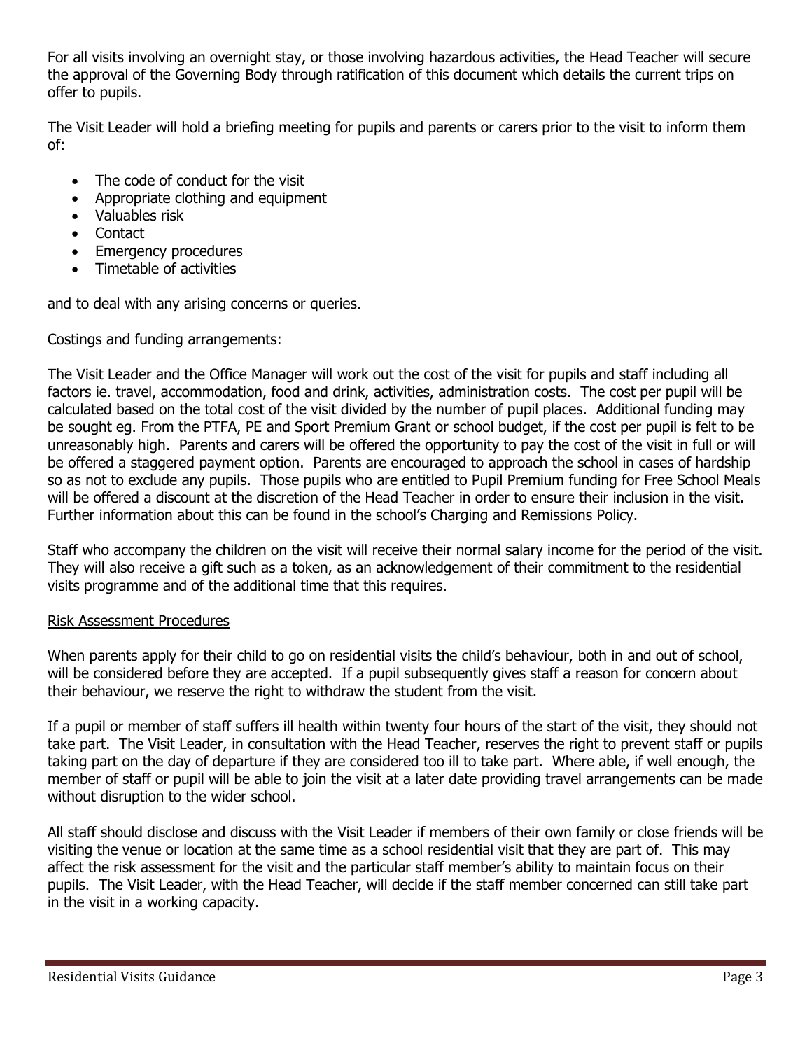For all visits involving an overnight stay, or those involving hazardous activities, the Head Teacher will secure the approval of the Governing Body through ratification of this document which details the current trips on offer to pupils.

The Visit Leader will hold a briefing meeting for pupils and parents or carers prior to the visit to inform them of:

- The code of conduct for the visit
- Appropriate clothing and equipment
- Valuables risk
- Contact
- Emergency procedures
- Timetable of activities

and to deal with any arising concerns or queries.

## Costings and funding arrangements:

The Visit Leader and the Office Manager will work out the cost of the visit for pupils and staff including all factors ie. travel, accommodation, food and drink, activities, administration costs. The cost per pupil will be calculated based on the total cost of the visit divided by the number of pupil places. Additional funding may be sought eg. From the PTFA, PE and Sport Premium Grant or school budget, if the cost per pupil is felt to be unreasonably high. Parents and carers will be offered the opportunity to pay the cost of the visit in full or will be offered a staggered payment option. Parents are encouraged to approach the school in cases of hardship so as not to exclude any pupils. Those pupils who are entitled to Pupil Premium funding for Free School Meals will be offered a discount at the discretion of the Head Teacher in order to ensure their inclusion in the visit. Further information about this can be found in the school's Charging and Remissions Policy.

Staff who accompany the children on the visit will receive their normal salary income for the period of the visit. They will also receive a gift such as a token, as an acknowledgement of their commitment to the residential visits programme and of the additional time that this requires.

## Risk Assessment Procedures

When parents apply for their child to go on residential visits the child's behaviour, both in and out of school, will be considered before they are accepted. If a pupil subsequently gives staff a reason for concern about their behaviour, we reserve the right to withdraw the student from the visit.

If a pupil or member of staff suffers ill health within twenty four hours of the start of the visit, they should not take part. The Visit Leader, in consultation with the Head Teacher, reserves the right to prevent staff or pupils taking part on the day of departure if they are considered too ill to take part. Where able, if well enough, the member of staff or pupil will be able to join the visit at a later date providing travel arrangements can be made without disruption to the wider school.

All staff should disclose and discuss with the Visit Leader if members of their own family or close friends will be visiting the venue or location at the same time as a school residential visit that they are part of. This may affect the risk assessment for the visit and the particular staff member's ability to maintain focus on their pupils. The Visit Leader, with the Head Teacher, will decide if the staff member concerned can still take part in the visit in a working capacity.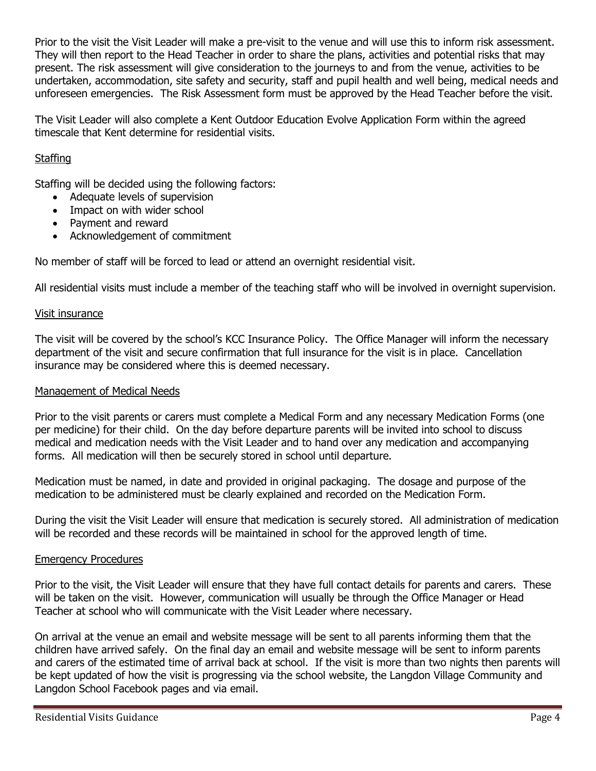Prior to the visit the Visit Leader will make a pre-visit to the venue and will use this to inform risk assessment. They will then report to the Head Teacher in order to share the plans, activities and potential risks that may present. The risk assessment will give consideration to the journeys to and from the venue, activities to be undertaken, accommodation, site safety and security, staff and pupil health and well being, medical needs and unforeseen emergencies. The Risk Assessment form must be approved by the Head Teacher before the visit.

The Visit Leader will also complete a Kent Outdoor Education Evolve Application Form within the agreed timescale that Kent determine for residential visits.

## Staffing

Staffing will be decided using the following factors:

- Adequate levels of supervision
- Impact on with wider school
- Payment and reward
- Acknowledgement of commitment

No member of staff will be forced to lead or attend an overnight residential visit.

All residential visits must include a member of the teaching staff who will be involved in overnight supervision.

## Visit insurance

The visit will be covered by the school's KCC Insurance Policy. The Office Manager will inform the necessary department of the visit and secure confirmation that full insurance for the visit is in place. Cancellation insurance may be considered where this is deemed necessary.

## Management of Medical Needs

Prior to the visit parents or carers must complete a Medical Form and any necessary Medication Forms (one per medicine) for their child. On the day before departure parents will be invited into school to discuss medical and medication needs with the Visit Leader and to hand over any medication and accompanying forms. All medication will then be securely stored in school until departure.

Medication must be named, in date and provided in original packaging. The dosage and purpose of the medication to be administered must be clearly explained and recorded on the Medication Form.

During the visit the Visit Leader will ensure that medication is securely stored. All administration of medication will be recorded and these records will be maintained in school for the approved length of time.

## Emergency Procedures

Prior to the visit, the Visit Leader will ensure that they have full contact details for parents and carers. These will be taken on the visit. However, communication will usually be through the Office Manager or Head Teacher at school who will communicate with the Visit Leader where necessary.

On arrival at the venue an email and website message will be sent to all parents informing them that the children have arrived safely. On the final day an email and website message will be sent to inform parents and carers of the estimated time of arrival back at school. If the visit is more than two nights then parents will be kept updated of how the visit is progressing via the school website, the Langdon Village Community and Langdon School Facebook pages and via email.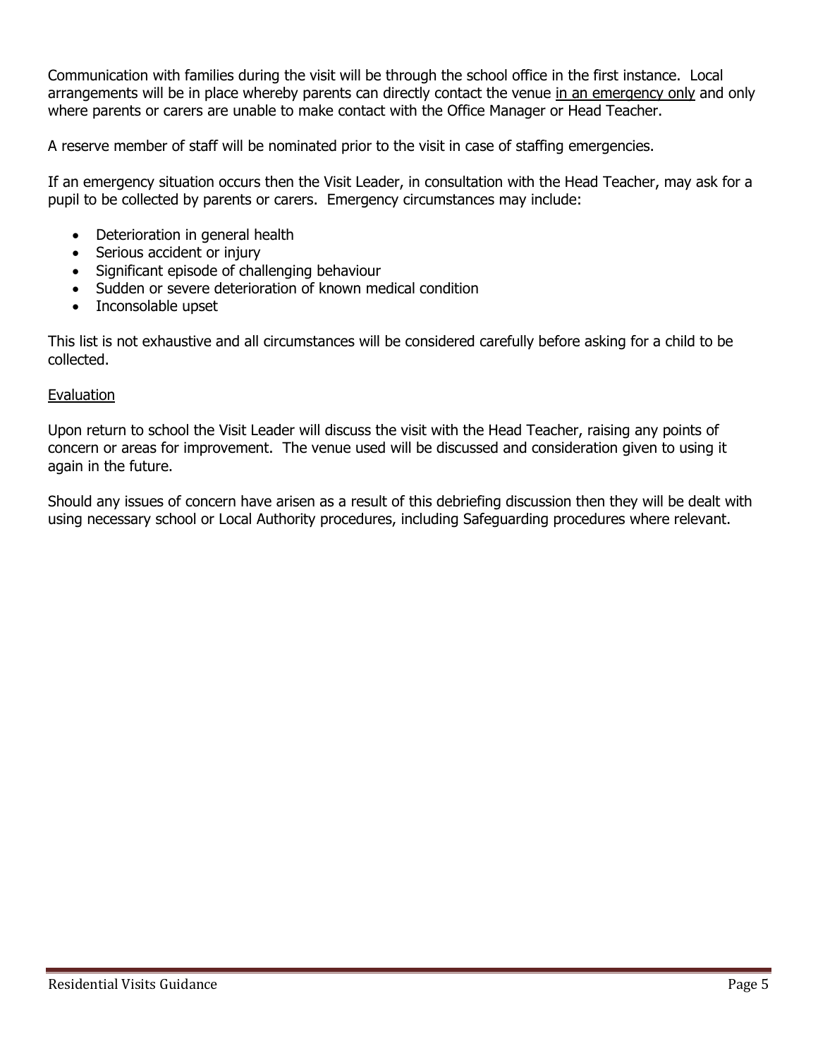Communication with families during the visit will be through the school office in the first instance. Local arrangements will be in place whereby parents can directly contact the venue <u>in an emergency only</u> and only where parents or carers are unable to make contact with the Office Manager or Head Teacher.

A reserve member of staff will be nominated prior to the visit in case of staffing emergencies.

If an emergency situation occurs then the Visit Leader, in consultation with the Head Teacher, may ask for a pupil to be collected by parents or carers. Emergency circumstances may include:

- Deterioration in general health
- Serious accident or injury
- Significant episode of challenging behaviour
- Sudden or severe deterioration of known medical condition
- Inconsolable upset

This list is not exhaustive and all circumstances will be considered carefully before asking for a child to be collected.

<u>Evaluation</u>

Upon return to school the Visit Leader will discuss the visit with the Head Teacher, raising any points of concern or areas for improvement. The venue used will be discussed and consideration given to using it again in the future.

Should any issues of concern have arisen as a result of this debriefing discussion then they will be dealt with using necessary school or Local Authority procedures, including Safeguarding procedures where relevant.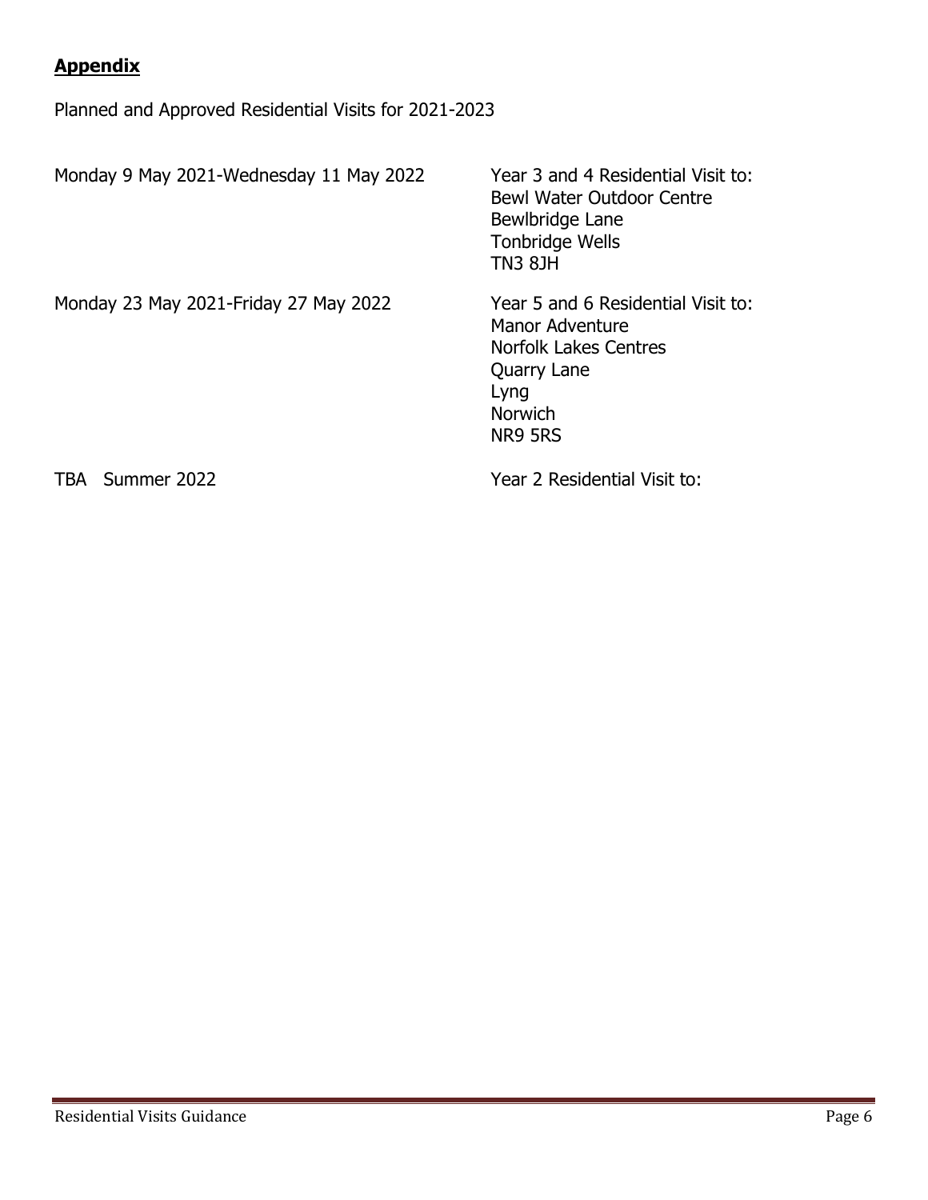## **Appendix**

Planned and Approved Residential Visits for 2021-2023

| | |
|---|---|
| Monday 9 May 2021-Wednesday 11 May 2022 | Year 3 and 4 Residential Visit to:<br>Bewl Water Outdoor Centre<br>Bewlbridge Lane<br>Tonbridge Wells<br>TN3 8JH |
| Monday 23 May 2021-Friday 27 May 2022 | Year 5 and 6 Residential Visit to:<br>Manor Adventure<br>Norfolk Lakes Centres<br>Quarry Lane<br>Lyng<br>Norwich<br>NR9 5RS |
| TBA Summer 2022 | Year 2 Residential Visit to: |